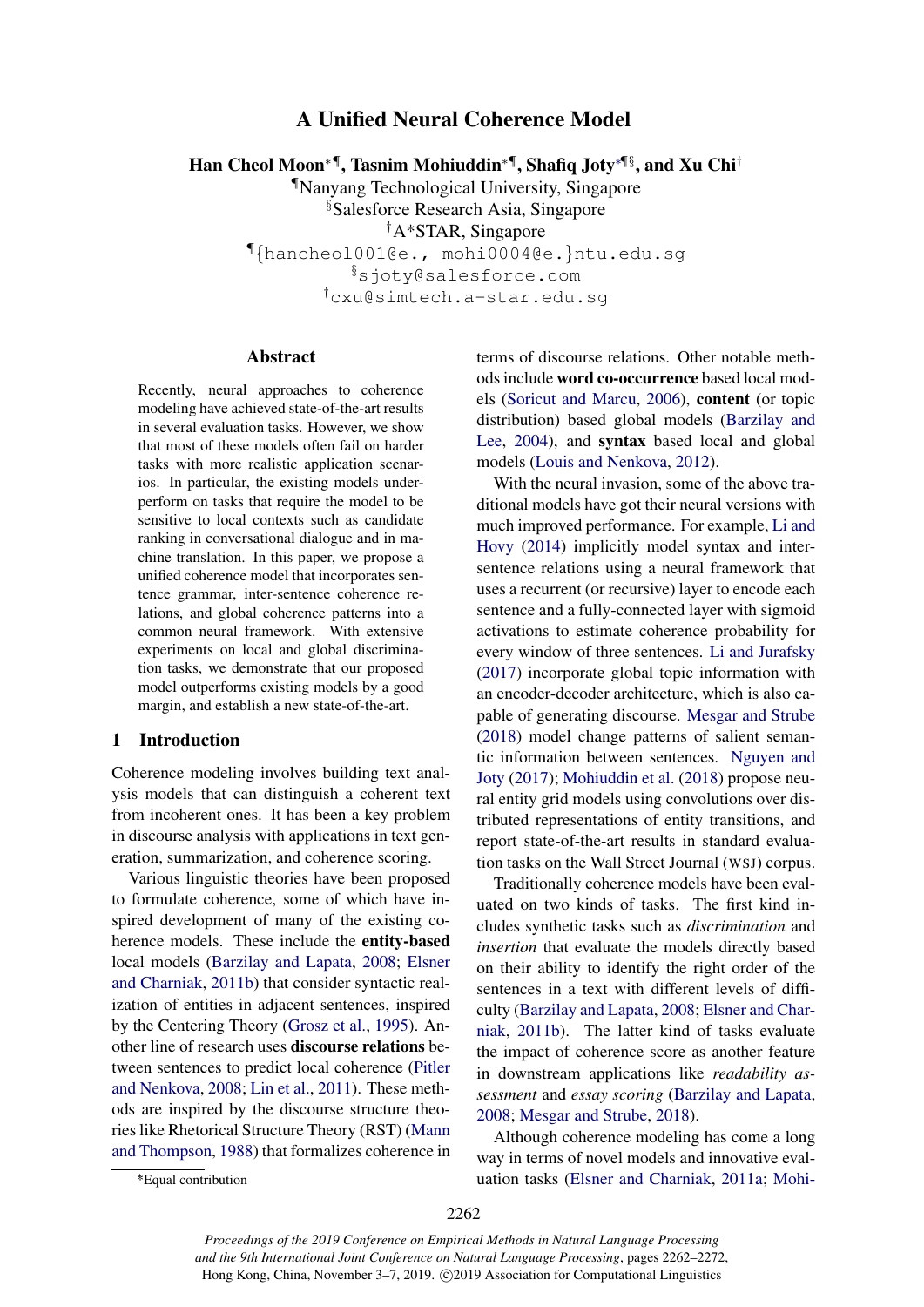# A Unified Neural Coherence Model

**Han Cheol Moon*[¶], Tasnim Mohiuddin*[¶], Shafiq Joty*[¶§], and Xu Chi[†]**

[¶]Nanyang Technological University, Singapore
[§]Salesforce Research Asia, Singapore
[†]A*STAR, Singapore
[¶]{hancheol001@e., mohi0004@e.}ntu.edu.sg
[§]sjoty@salesforce.com
[†]cxu@simtech.a-star.edu.sg

## Abstract

Recently, neural approaches to coherence modeling have achieved state-of-the-art results in several evaluation tasks. However, we show that most of these models often fail on harder tasks with more realistic application scenarios. In particular, the existing models underperform on tasks that require the model to be sensitive to local contexts such as candidate ranking in conversational dialogue and in machine translation. In this paper, we propose a unified coherence model that incorporates sentence grammar, inter-sentence coherence relations, and global coherence patterns into a common neural framework. With extensive experiments on local and global discrimination tasks, we demonstrate that our proposed model outperforms existing models by a good margin, and establish a new state-of-the-art.

## 1 Introduction

Coherence modeling involves building text analysis models that can distinguish a coherent text from incoherent ones. It has been a key problem in discourse analysis with applications in text generation, summarization, and coherence scoring.

Various linguistic theories have been proposed to formulate coherence, some of which have inspired development of many of the existing coherence models. These include the **entity-based** local models (Barzilay and Lapata, 2008; Elsner and Charniak, 2011b) that consider syntactic realization of entities in adjacent sentences, inspired by the Centering Theory (Grosz et al., 1995). Another line of research uses **discourse relations** between sentences to predict local coherence (Pitler and Nenkova, 2008; Lin et al., 2011). These methods are inspired by the discourse structure theories like Rhetorical Structure Theory (RST) (Mann and Thompson, 1988) that formalizes coherence in terms of discourse relations. Other notable methods include **word co-occurrence** based local models (Soricut and Marcu, 2006), **content** (or topic distribution) based global models (Barzilay and Lee, 2004), and **syntax** based local and global models (Louis and Nenkova, 2012).

With the neural invasion, some of the above traditional models have got their neural versions with much improved performance. For example, Li and Hovy (2014) implicitly model syntax and inter-sentence relations using a neural framework that uses a recurrent (or recursive) layer to encode each sentence and a fully-connected layer with sigmoid activations to estimate coherence probability for every window of three sentences. Li and Jurafsky (2017) incorporate global topic information with an encoder-decoder architecture, which is also capable of generating discourse. Mesgar and Strube (2018) model change patterns of salient semantic information between sentences. Nguyen and Joty (2017); Mohiuddin et al. (2018) propose neural entity grid models using convolutions over distributed representations of entity transitions, and report state-of-the-art results in standard evaluation tasks on the Wall Street Journal (WSJ) corpus.

Traditionally coherence models have been evaluated on two kinds of tasks. The first kind includes synthetic tasks such as *discrimination* and *insertion* that evaluate the models directly based on their ability to identify the right order of the sentences in a text with different levels of difficulty (Barzilay and Lapata, 2008; Elsner and Charniak, 2011b). The latter kind of tasks evaluate the impact of coherence score as another feature in downstream applications like *readability assessment* and *essay scoring* (Barzilay and Lapata, 2008; Mesgar and Strube, 2018).

Although coherence modeling has come a long way in terms of novel models and innovative evaluation tasks (Elsner and Charniak, 2011a; Mohi-

*Equal contribution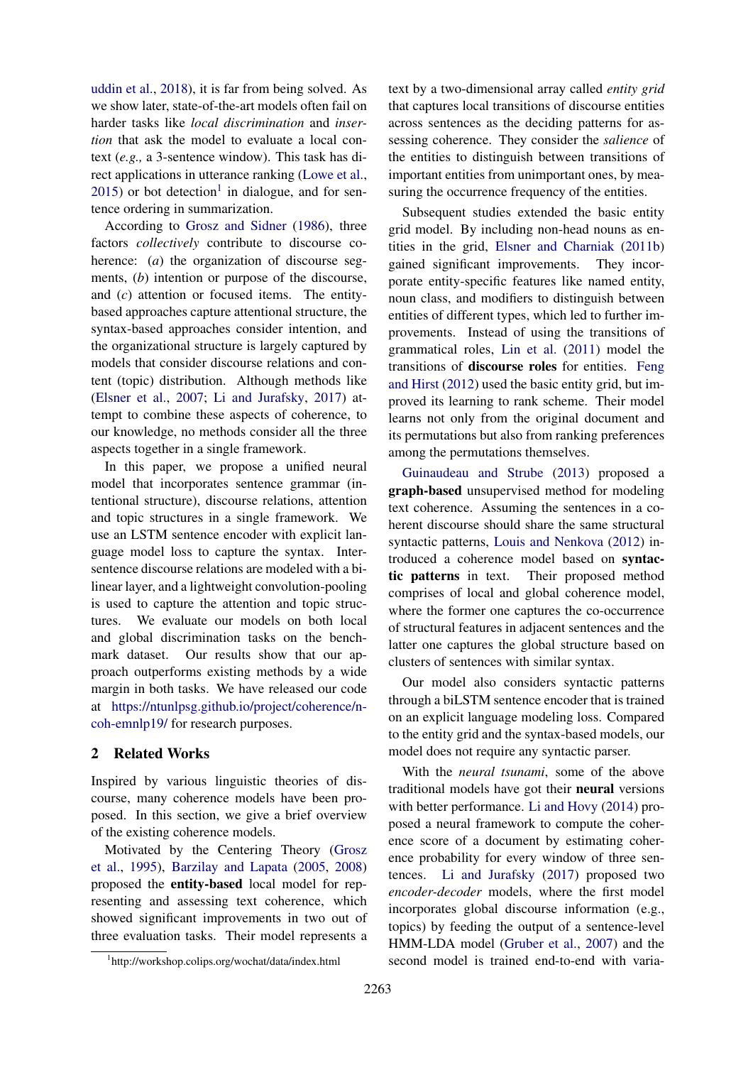uddin et al., 2018), it is far from being solved. As we show later, state-of-the-art models often fail on harder tasks like *local discrimination* and *insertion* that ask the model to evaluate a local context (*e.g.,* a 3-sentence window). This task has direct applications in utterance ranking (Lowe et al., 2015) or bot detection[1] in dialogue, and for sentence ordering in summarization.

According to Grosz and Sidner (1986), three factors *collectively* contribute to discourse coherence: (*a*) the organization of discourse segments, (*b*) intention or purpose of the discourse, and (*c*) attention or focused items. The entity-based approaches capture attentional structure, the syntax-based approaches consider intention, and the organizational structure is largely captured by models that consider discourse relations and content (topic) distribution. Although methods like (Elsner et al., 2007; Li and Jurafsky, 2017) attempt to combine these aspects of coherence, to our knowledge, no methods consider all the three aspects together in a single framework.

In this paper, we propose a unified neural model that incorporates sentence grammar (intentional structure), discourse relations, attention and topic structures in a single framework. We use an LSTM sentence encoder with explicit language model loss to capture the syntax. Inter-sentence discourse relations are modeled with a bilinear layer, and a lightweight convolution-pooling is used to capture the attention and topic structures. We evaluate our models on both local and global discrimination tasks on the benchmark dataset. Our results show that our approach outperforms existing methods by a wide margin in both tasks. We have released our code at https://ntunlpsg.github.io/project/coherence/n-coh-emnlp19/ for research purposes.

## 2 Related Works

Inspired by various linguistic theories of discourse, many coherence models have been proposed. In this section, we give a brief overview of the existing coherence models.

Motivated by the Centering Theory (Grosz et al., 1995), Barzilay and Lapata (2005, 2008) proposed the **entity-based** local model for representing and assessing text coherence, which showed significant improvements in two out of three evaluation tasks. Their model represents a text by a two-dimensional array called *entity grid* that captures local transitions of discourse entities across sentences as the deciding patterns for assessing coherence. They consider the *salience* of the entities to distinguish between transitions of important entities from unimportant ones, by measuring the occurrence frequency of the entities.

Subsequent studies extended the basic entity grid model. By including non-head nouns as entities in the grid, Elsner and Charniak (2011b) gained significant improvements. They incorporate entity-specific features like named entity, noun class, and modifiers to distinguish between entities of different types, which led to further improvements. Instead of using the transitions of grammatical roles, Lin et al. (2011) model the transitions of **discourse roles** for entities. Feng and Hirst (2012) used the basic entity grid, but improved its learning to rank scheme. Their model learns not only from the original document and its permutations but also from ranking preferences among the permutations themselves.

Guinaudeau and Strube (2013) proposed a **graph-based** unsupervised method for modeling text coherence. Assuming the sentences in a coherent discourse should share the same structural syntactic patterns, Louis and Nenkova (2012) introduced a coherence model based on **syntactic patterns** in text. Their proposed method comprises of local and global coherence model, where the former one captures the co-occurrence of structural features in adjacent sentences and the latter one captures the global structure based on clusters of sentences with similar syntax.

Our model also considers syntactic patterns through a biLSTM sentence encoder that is trained on an explicit language modeling loss. Compared to the entity grid and the syntax-based models, our model does not require any syntactic parser.

With the *neural tsunami*, some of the above traditional models have got their **neural** versions with better performance. Li and Hovy (2014) proposed a neural framework to compute the coherence score of a document by estimating coherence probability for every window of three sentences. Li and Jurafsky (2017) proposed two *encoder-decoder* models, where the first model incorporates global discourse information (e.g., topics) by feeding the output of a sentence-level HMM-LDA model (Gruber et al., 2007) and the second model is trained end-to-end with varia-

[1] http://workshop.colips.org/wochat/data/index.html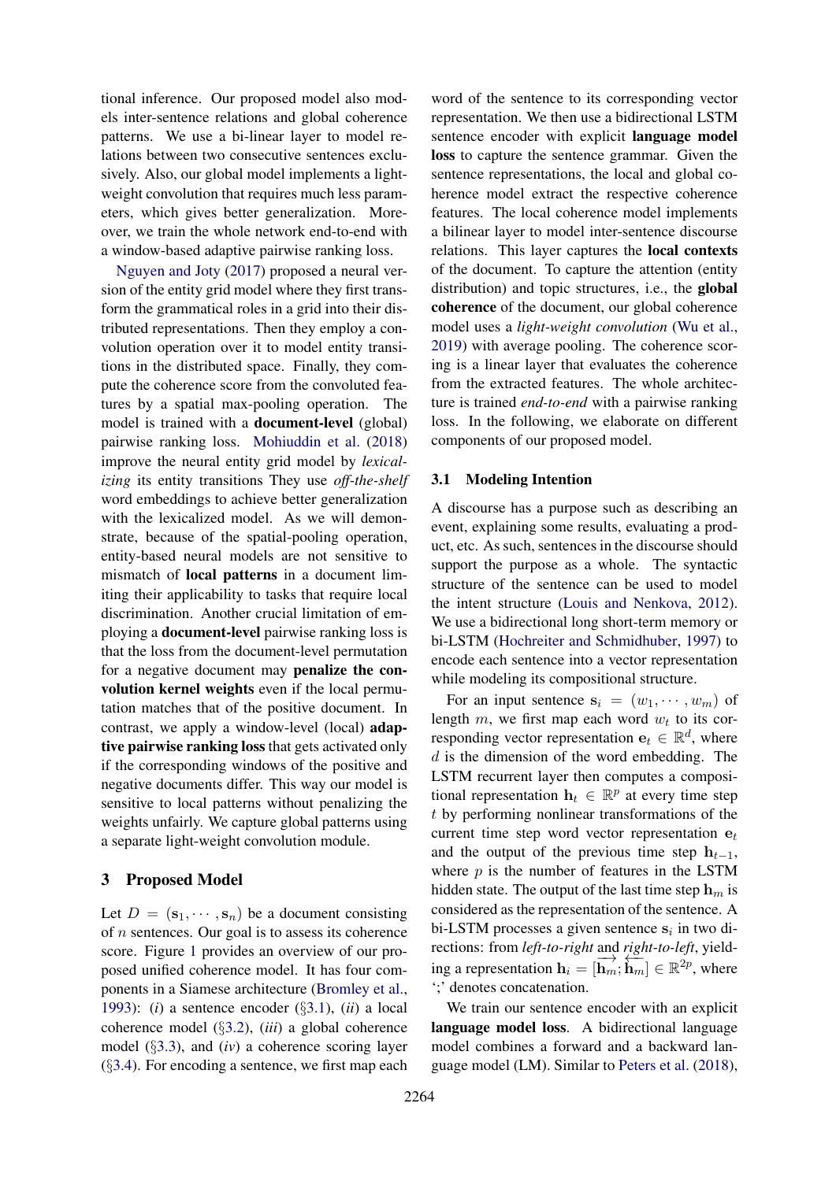tional inference. Our proposed model also models inter-sentence relations and global coherence patterns. We use a bi-linear layer to model relations between two consecutive sentences exclusively. Also, our global model implements a lightweight convolution that requires much less parameters, which gives better generalization. Moreover, we train the whole network end-to-end with a window-based adaptive pairwise ranking loss.

Nguyen and Joty (2017) proposed a neural version of the entity grid model where they first transform the grammatical roles in a grid into their distributed representations. Then they employ a convolution operation over it to model entity transitions in the distributed space. Finally, they compute the coherence score from the convoluted features by a spatial max-pooling operation. The model is trained with a **document-level** (global) pairwise ranking loss. Mohiuddin et al. (2018) improve the neural entity grid model by *lexicalizing* its entity transitions They use *off-the-shelf* word embeddings to achieve better generalization with the lexicalized model. As we will demonstrate, because of the spatial-pooling operation, entity-based neural models are not sensitive to mismatch of **local patterns** in a document limiting their applicability to tasks that require local discrimination. Another crucial limitation of employing a **document-level** pairwise ranking loss is that the loss from the document-level permutation for a negative document may **penalize the convolution kernel weights** even if the local permutation matches that of the positive document. In contrast, we apply a window-level (local) **adaptive pairwise ranking loss** that gets activated only if the corresponding windows of the positive and negative documents differ. This way our model is sensitive to local patterns without penalizing the weights unfairly. We capture global patterns using a separate light-weight convolution module.

# 3 Proposed Model

Let $D = (\mathbf{s}_1, \cdots, \mathbf{s}_n)$ be a document consisting of $n$ sentences. Our goal is to assess its coherence score. Figure 1 provides an overview of our proposed unified coherence model. It has four components in a Siamese architecture (Bromley et al., 1993): (*i*) a sentence encoder (§3.1), (*ii*) a local coherence model (§3.2), (*iii*) a global coherence model (§3.3), and (*iv*) a coherence scoring layer (§3.4). For encoding a sentence, we first map each word of the sentence to its corresponding vector representation. We then use a bidirectional LSTM sentence encoder with explicit **language model loss** to capture the sentence grammar. Given the sentence representations, the local and global coherence model extract the respective coherence features. The local coherence model implements a bilinear layer to model inter-sentence discourse relations. This layer captures the **local contexts** of the document. To capture the attention (entity distribution) and topic structures, i.e., the **global coherence** of the document, our global coherence model uses a *light-weight convolution* (Wu et al., 2019) with average pooling. The coherence scoring is a linear layer that evaluates the coherence from the extracted features. The whole architecture is trained *end-to-end* with a pairwise ranking loss. In the following, we elaborate on different components of our proposed model.

## 3.1 Modeling Intention

A discourse has a purpose such as describing an event, explaining some results, evaluating a product, etc. As such, sentences in the discourse should support the purpose as a whole. The syntactic structure of the sentence can be used to model the intent structure (Louis and Nenkova, 2012). We use a bidirectional long short-term memory or bi-LSTM (Hochreiter and Schmidhuber, 1997) to encode each sentence into a vector representation while modeling its compositional structure.

For an input sentence $\mathbf{s}_i = (w_1, \cdots, w_m)$ of length $m$, we first map each word $w_t$ to its corresponding vector representation $\mathbf{e}_t \in \mathbb{R}^d$, where $d$ is the dimension of the word embedding. The LSTM recurrent layer then computes a compositional representation $\mathbf{h}_t \in \mathbb{R}^p$ at every time step $t$ by performing nonlinear transformations of the current time step word vector representation $\mathbf{e}_t$ and the output of the previous time step $\mathbf{h}_{t-1}$, where $p$ is the number of features in the LSTM hidden state. The output of the last time step $\mathbf{h}_m$ is considered as the representation of the sentence. A bi-LSTM processes a given sentence $\mathbf{s}_i$ in two directions: from *left-to-right* and *right-to-left*, yielding a representation $\mathbf{h}_i = [\overrightarrow{\mathbf{h}_m}; \overleftarrow{\mathbf{h}_m}] \in \mathbb{R}^{2p}$, where ';' denotes concatenation.

We train our sentence encoder with an explicit **language model loss**. A bidirectional language model combines a forward and a backward language model (LM). Similar to Peters et al. (2018),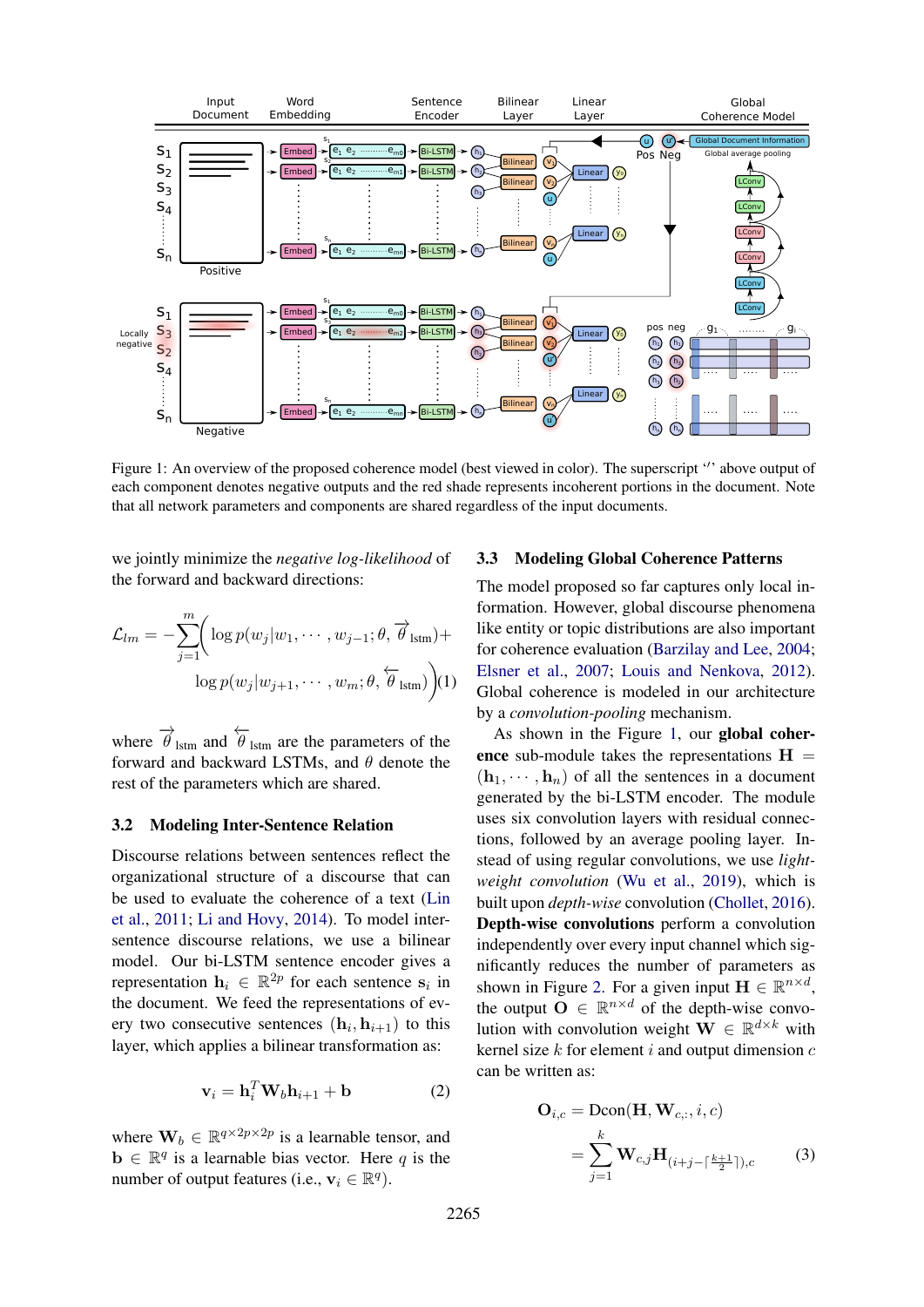Figure 1: An overview of the proposed coherence model (best viewed in color). The superscript '′' above output of each component denotes negative outputs and the red shade represents incoherent portions in the document. Note that all network parameters and components are shared regardless of the input documents.

we jointly minimize the *negative log-likelihood* of the forward and backward directions:

$$\mathcal{L}_{lm} = -\sum_{j=1}^{m}\Big(\log p(w_j|w_1,\cdots,w_{j-1};\theta,\overrightarrow{\theta}_{\text{lstm}})+ \log p(w_j|w_{j+1},\cdots,w_m;\theta,\overleftarrow{\theta}_{\text{lstm}})\Big) \quad (1)$$

where $\overrightarrow{\theta}_{\text{lstm}}$ and $\overleftarrow{\theta}_{\text{lstm}}$ are the parameters of the forward and backward LSTMs, and $\theta$ denote the rest of the parameters which are shared.

### 3.2 Modeling Inter-Sentence Relation

Discourse relations between sentences reflect the organizational structure of a discourse that can be used to evaluate the coherence of a text (Lin et al., 2011; Li and Hovy, 2014). To model inter-sentence discourse relations, we use a bilinear model. Our bi-LSTM sentence encoder gives a representation $\mathbf{h}_i \in \mathbb{R}^{2p}$ for each sentence $\mathbf{s}_i$ in the document. We feed the representations of every two consecutive sentences $(\mathbf{h}_i, \mathbf{h}_{i+1})$ to this layer, which applies a bilinear transformation as:

$$\mathbf{v}_i = \mathbf{h}_i^T \mathbf{W}_b \mathbf{h}_{i+1} + \mathbf{b} \quad (2)$$

where $\mathbf{W}_b \in \mathbb{R}^{q\times 2p\times 2p}$ is a learnable tensor, and $\mathbf{b} \in \mathbb{R}^q$ is a learnable bias vector. Here $q$ is the number of output features (i.e., $\mathbf{v}_i \in \mathbb{R}^q$).

### 3.3 Modeling Global Coherence Patterns

The model proposed so far captures only local information. However, global discourse phenomena like entity or topic distributions are also important for coherence evaluation (Barzilay and Lee, 2004; Elsner et al., 2007; Louis and Nenkova, 2012). Global coherence is modeled in our architecture by a *convolution-pooling* mechanism.

As shown in the Figure 1, our **global coherence** sub-module takes the representations $\mathbf{H} = (\mathbf{h}_1, \cdots, \mathbf{h}_n)$ of all the sentences in a document generated by the bi-LSTM encoder. The module uses six convolution layers with residual connections, followed by an average pooling layer. Instead of using regular convolutions, we use *lightweight convolution* (Wu et al., 2019), which is built upon *depth-wise* convolution (Chollet, 2016). **Depth-wise convolutions** perform a convolution independently over every input channel which significantly reduces the number of parameters as shown in Figure 2. For a given input $\mathbf{H} \in \mathbb{R}^{n\times d}$, the output $\mathbf{O} \in \mathbb{R}^{n\times d}$ of the depth-wise convolution with convolution weight $\mathbf{W} \in \mathbb{R}^{d\times k}$ with kernel size $k$ for element $i$ and output dimension $c$ can be written as:

$$\mathbf{O}_{i,c} = \text{Dcon}(\mathbf{H}, \mathbf{W}_{c,:}, i, c) = \sum_{j=1}^{k} \mathbf{W}_{c,j}\mathbf{H}_{(i+j-\lceil\frac{k+1}{2}\rceil),c} \quad (3)$$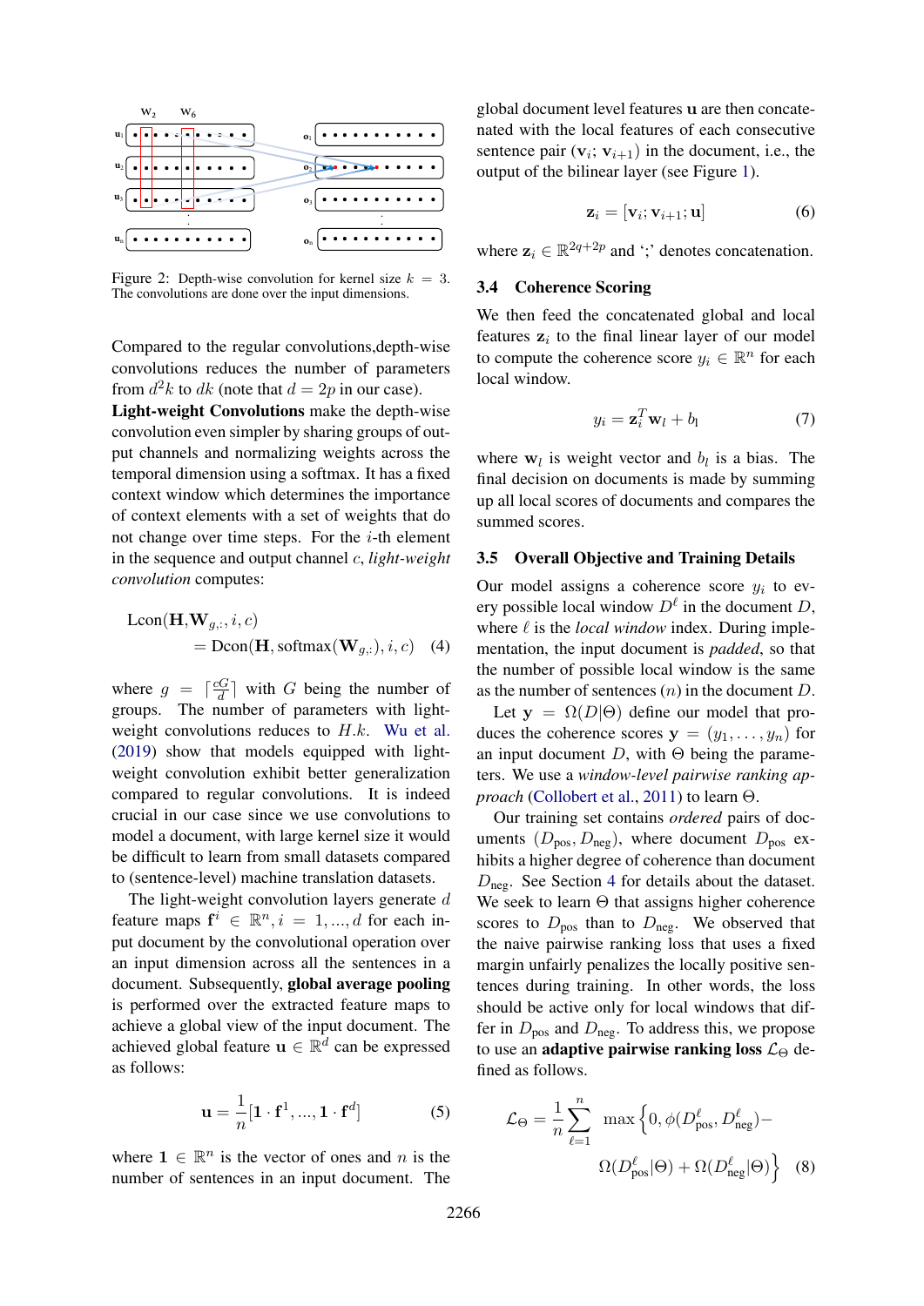Figure 2: Depth-wise convolution for kernel size $k = 3$. The convolutions are done over the input dimensions.

Compared to the regular convolutions,depth-wise convolutions reduces the number of parameters from $d^2k$ to $dk$ (note that $d = 2p$ in our case).

**Light-weight Convolutions** make the depth-wise convolution even simpler by sharing groups of output channels and normalizing weights across the temporal dimension using a softmax. It has a fixed context window which determines the importance of context elements with a set of weights that do not change over time steps. For the $i$-th element in the sequence and output channel $c$, *light-weight convolution* computes:

$$\text{Lcon}(\mathbf{H}, \mathbf{W}_{g,:}, i, c) = \text{Dcon}(\mathbf{H}, \text{softmax}(\mathbf{W}_{g,:}), i, c) \quad (4)$$

where $g = \lceil \frac{cG}{d} \rceil$ with $G$ being the number of groups. The number of parameters with light-weight convolutions reduces to $H.k$. Wu et al. (2019) show that models equipped with light-weight convolution exhibit better generalization compared to regular convolutions. It is indeed crucial in our case since we use convolutions to model a document, with large kernel size it would be difficult to learn from small datasets compared to (sentence-level) machine translation datasets.

The light-weight convolution layers generate $d$ feature maps $\mathbf{f}^i \in \mathbb{R}^n, i = 1, ..., d$ for each input document by the convolutional operation over an input dimension across all the sentences in a document. Subsequently, **global average pooling** is performed over the extracted feature maps to achieve a global view of the input document. The achieved global feature $\mathbf{u} \in \mathbb{R}^d$ can be expressed as follows:

$$\mathbf{u} = \frac{1}{n}[\mathbf{1} \cdot \mathbf{f}^1, ..., \mathbf{1} \cdot \mathbf{f}^d] \quad (5)$$

where $\mathbf{1} \in \mathbb{R}^n$ is the vector of ones and $n$ is the number of sentences in an input document. The global document level features $\mathbf{u}$ are then concatenated with the local features of each consecutive sentence pair $(\mathbf{v}_i; \mathbf{v}_{i+1})$ in the document, i.e., the output of the bilinear layer (see Figure 1).

$$\mathbf{z}_i = [\mathbf{v}_i; \mathbf{v}_{i+1}; \mathbf{u}] \quad (6)$$

where $\mathbf{z}_i \in \mathbb{R}^{2q+2p}$ and ';' denotes concatenation.

### 3.4 Coherence Scoring

We then feed the concatenated global and local features $\mathbf{z}_i$ to the final linear layer of our model to compute the coherence score $y_i \in \mathbb{R}^n$ for each local window.

$$y_i = \mathbf{z}_i^T \mathbf{w}_l + b_l \quad (7)$$

where $\mathbf{w}_l$ is weight vector and $b_l$ is a bias. The final decision on documents is made by summing up all local scores of documents and compares the summed scores.

### 3.5 Overall Objective and Training Details

Our model assigns a coherence score $y_i$ to every possible local window $D^\ell$ in the document $D$, where $\ell$ is the *local window* index. During implementation, the input document is *padded*, so that the number of possible local window is the same as the number of sentences $(n)$ in the document $D$.

Let $\mathbf{y} = \Omega(D|\Theta)$ define our model that produces the coherence scores $\mathbf{y} = (y_1, \ldots, y_n)$ for an input document $D$, with $\Theta$ being the parameters. We use a *window-level pairwise ranking approach* (Collobert et al., 2011) to learn $\Theta$.

Our training set contains *ordered* pairs of documents $(D_{\text{pos}}, D_{\text{neg}})$, where document $D_{\text{pos}}$ exhibits a higher degree of coherence than document $D_{\text{neg}}$. See Section 4 for details about the dataset. We seek to learn $\Theta$ that assigns higher coherence scores to $D_{\text{pos}}$ than to $D_{\text{neg}}$. We observed that the naive pairwise ranking loss that uses a fixed margin unfairly penalizes the locally positive sentences during training. In other words, the loss should be active only for local windows that differ in $D_{\text{pos}}$ and $D_{\text{neg}}$. To address this, we propose to use an **adaptive pairwise ranking loss** $\mathcal{L}_\Theta$ defined as follows.

$$\mathcal{L}_\Theta = \frac{1}{n}\sum_{\ell=1}^{n} \max\Big\{0, \phi(D^\ell_{\text{pos}}, D^\ell_{\text{neg}}) - \Omega(D^\ell_{\text{pos}}|\Theta) + \Omega(D^\ell_{\text{neg}}|\Theta)\Big\} \quad (8)$$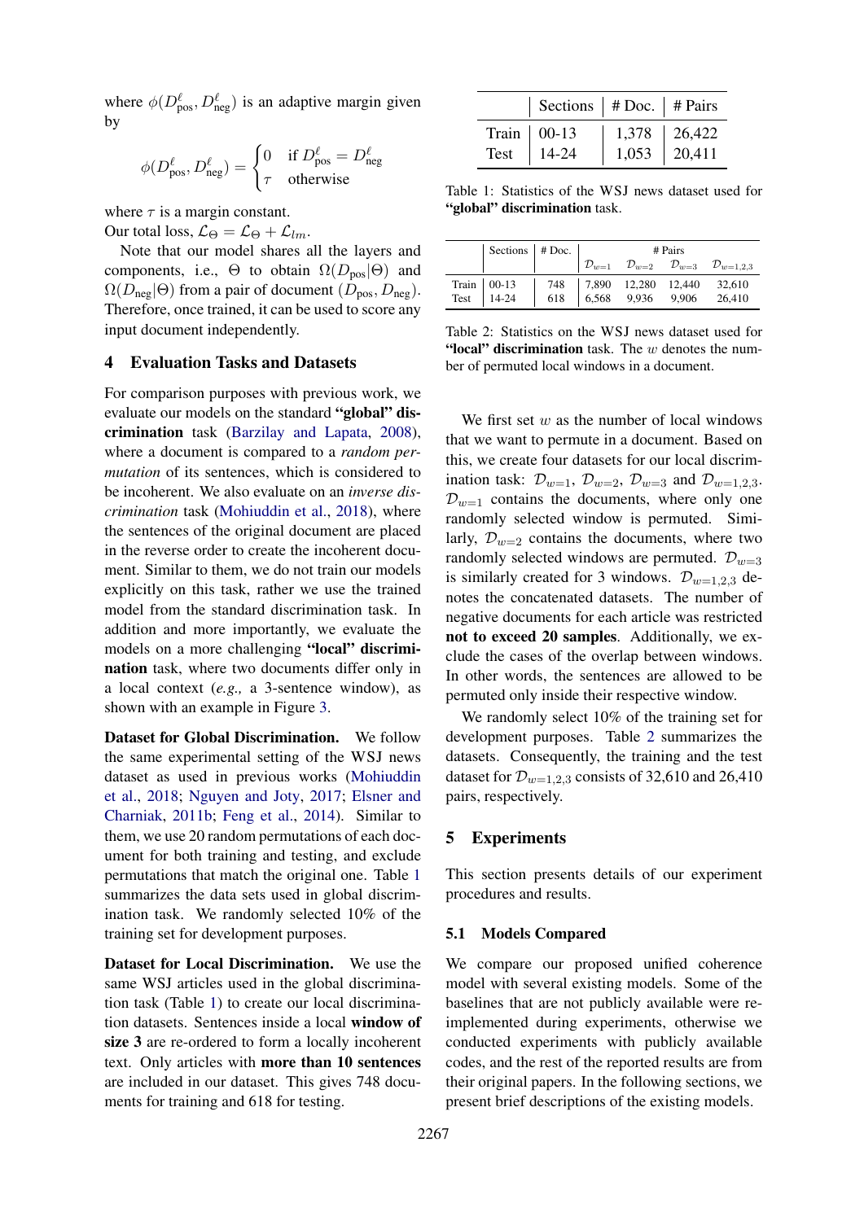where $\phi(D^{\ell}_{\text{pos}}, D^{\ell}_{\text{neg}})$ is an adaptive margin given by

$$\phi(D^{\ell}_{\text{pos}}, D^{\ell}_{\text{neg}}) = \begin{cases} 0 & \text{if } D^{\ell}_{\text{pos}} = D^{\ell}_{\text{neg}} \\ \tau & \text{otherwise} \end{cases}$$

where $\tau$ is a margin constant.
Our total loss, $\mathcal{L}_{\Theta} = \mathcal{L}_{\Theta} + \mathcal{L}_{lm}$.

Note that our model shares all the layers and components, i.e., $\Theta$ to obtain $\Omega(D_{\text{pos}}|\Theta)$ and $\Omega(D_{\text{neg}}|\Theta)$ from a pair of document $(D_{\text{pos}}, D_{\text{neg}})$. Therefore, once trained, it can be used to score any input document independently.

## 4 Evaluation Tasks and Datasets

For comparison purposes with previous work, we evaluate our models on the standard **"global" discrimination** task (Barzilay and Lapata, 2008), where a document is compared to a *random permutation* of its sentences, which is considered to be incoherent. We also evaluate on an *inverse discrimination* task (Mohiuddin et al., 2018), where the sentences of the original document are placed in the reverse order to create the incoherent document. Similar to them, we do not train our models explicitly on this task, rather we use the trained model from the standard discrimination task. In addition and more importantly, we evaluate the models on a more challenging **"local" discrimination** task, where two documents differ only in a local context (*e.g.,* a 3-sentence window), as shown with an example in Figure 3.

**Dataset for Global Discrimination.** We follow the same experimental setting of the WSJ news dataset as used in previous works (Mohiuddin et al., 2018; Nguyen and Joty, 2017; Elsner and Charniak, 2011b; Feng et al., 2014). Similar to them, we use 20 random permutations of each document for both training and testing, and exclude permutations that match the original one. Table 1 summarizes the data sets used in global discrimination task. We randomly selected 10% of the training set for development purposes.

**Dataset for Local Discrimination.** We use the same WSJ articles used in the global discrimination task (Table 1) to create our local discrimination datasets. Sentences inside a local **window of size 3** are re-ordered to form a locally incoherent text. Only articles with **more than 10 sentences** are included in our dataset. This gives 748 documents for training and 618 for testing.

| | Sections | # Doc. | # Pairs |
|---|---|---|---|
| Train | 00-13 | 1,378 | 26,422 |
| Test | 14-24 | 1,053 | 20,411 |

Table 1: Statistics of the WSJ news dataset used for **"global" discrimination** task.

| | Sections | # Doc. | # Pairs | | | |
|---|---|---|---|---|---|---|
| | | | $\mathcal{D}_{w=1}$ | $\mathcal{D}_{w=2}$ | $\mathcal{D}_{w=3}$ | $\mathcal{D}_{w=1,2,3}$ |
| Train | 00-13 | 748 | 7,890 | 12,280 | 12,440 | 32,610 |
| Test | 14-24 | 618 | 6,568 | 9,936 | 9,906 | 26,410 |

Table 2: Statistics on the WSJ news dataset used for **"local" discrimination** task. The $w$ denotes the number of permuted local windows in a document.

We first set $w$ as the number of local windows that we want to permute in a document. Based on this, we create four datasets for our local discrimination task: $\mathcal{D}_{w=1}$, $\mathcal{D}_{w=2}$, $\mathcal{D}_{w=3}$ and $\mathcal{D}_{w=1,2,3}$. $\mathcal{D}_{w=1}$ contains the documents, where only one randomly selected window is permuted. Similarly, $\mathcal{D}_{w=2}$ contains the documents, where two randomly selected windows are permuted. $\mathcal{D}_{w=3}$ is similarly created for 3 windows. $\mathcal{D}_{w=1,2,3}$ denotes the concatenated datasets. The number of negative documents for each article was restricted **not to exceed 20 samples**. Additionally, we exclude the cases of the overlap between windows. In other words, the sentences are allowed to be permuted only inside their respective window.

We randomly select 10% of the training set for development purposes. Table 2 summarizes the datasets. Consequently, the training and the test dataset for $\mathcal{D}_{w=1,2,3}$ consists of 32,610 and 26,410 pairs, respectively.

## 5 Experiments

This section presents details of our experiment procedures and results.

### 5.1 Models Compared

We compare our proposed unified coherence model with several existing models. Some of the baselines that are not publicly available were reimplemented during experiments, otherwise we conducted experiments with publicly available codes, and the rest of the reported results are from their original papers. In the following sections, we present brief descriptions of the existing models.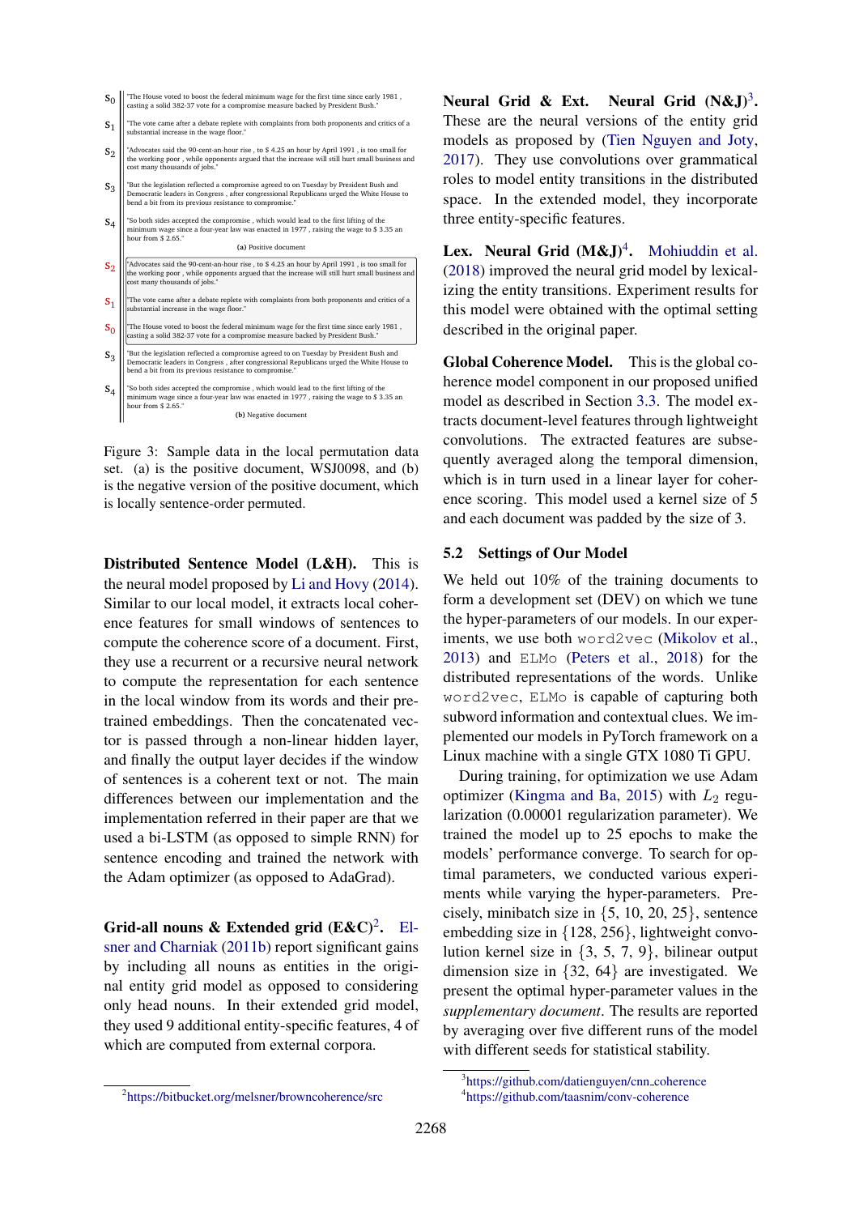$s_0$ "The House voted to boost the federal minimum wage for the first time since early 1981 , casting a solid 382-37 vote for a compromise measure backed by President Bush."

$s_1$ "The vote came after a debate replete with complaints from both proponents and critics of a substantial increase in the wage floor."

$s_2$ "Advocates said the 90-cent-an-hour rise , to $ 4.25 an hour by April 1991 , is too small for the working poor , while opponents argued that the increase will still hurt small business and cost many thousands of jobs."

$s_3$ "But the legislation reflected a compromise agreed to on Tuesday by President Bush and Democratic leaders in Congress , after congressional Republicans urged the White House to bend a bit from its previous resistance to compromise."

$s_4$ "So both sides accepted the compromise , which would lead to the first lifting of the minimum wage since a four-year law was enacted in 1977 , raising the wage to $ 3.35 an hour from $ 2.65."

(a) Positive document

$s_2$ "Advocates said the 90-cent-an-hour rise , to $ 4.25 an hour by April 1991 , is too small for the working poor , while opponents argued that the increase will still hurt small business and cost many thousands of jobs."

$s_1$ "The vote came after a debate replete with complaints from both proponents and critics of a substantial increase in the wage floor."

$s_0$ "The House voted to boost the federal minimum wage for the first time since early 1981 , casting a solid 382-37 vote for a compromise measure backed by President Bush."

$s_3$ "But the legislation reflected a compromise agreed to on Tuesday by President Bush and Democratic leaders in Congress , after congressional Republicans urged the White House to bend a bit from its previous resistance to compromise."

$s_4$ "So both sides accepted the compromise , which would lead to the first lifting of the minimum wage since a four-year law was enacted in 1977 , raising the wage to $ 3.35 an hour from $ 2.65."

(b) Negative document

Figure 3: Sample data in the local permutation data set. (a) is the positive document, WSJ0098, and (b) is the negative version of the positive document, which is locally sentence-order permuted.

**Distributed Sentence Model (L&H).** This is the neural model proposed by Li and Hovy (2014). Similar to our local model, it extracts local coherence features for small windows of sentences to compute the coherence score of a document. First, they use a recurrent or a recursive neural network to compute the representation for each sentence in the local window from its words and their pre-trained embeddings. Then the concatenated vector is passed through a non-linear hidden layer, and finally the output layer decides if the window of sentences is a coherent text or not. The main differences between our implementation and the implementation referred in their paper are that we used a bi-LSTM (as opposed to simple RNN) for sentence encoding and trained the network with the Adam optimizer (as opposed to AdaGrad).

**Grid-all nouns & Extended grid (E&C)**[2]**.** Elsner and Charniak (2011b) report significant gains by including all nouns as entities in the original entity grid model as opposed to considering only head nouns. In their extended grid model, they used 9 additional entity-specific features, 4 of which are computed from external corpora.

[2]https://bitbucket.org/melsner/browncoherence/src

**Neural Grid & Ext. Neural Grid (N&J)**[3]**.** These are the neural versions of the entity grid models as proposed by (Tien Nguyen and Joty, 2017). They use convolutions over grammatical roles to model entity transitions in the distributed space. In the extended model, they incorporate three entity-specific features.

**Lex. Neural Grid (M&J)**[4]**.** Mohiuddin et al. (2018) improved the neural grid model by lexicalizing the entity transitions. Experiment results for this model were obtained with the optimal setting described in the original paper.

**Global Coherence Model.** This is the global coherence model component in our proposed unified model as described in Section 3.3. The model extracts document-level features through lightweight convolutions. The extracted features are subsequently averaged along the temporal dimension, which is in turn used in a linear layer for coherence scoring. This model used a kernel size of 5 and each document was padded by the size of 3.

## 5.2 Settings of Our Model

We held out 10% of the training documents to form a development set (DEV) on which we tune the hyper-parameters of our models. In our experiments, we use both `word2vec` (Mikolov et al., 2013) and `ELMo` (Peters et al., 2018) for the distributed representations of the words. Unlike `word2vec`, `ELMo` is capable of capturing both subword information and contextual clues. We implemented our models in PyTorch framework on a Linux machine with a single GTX 1080 Ti GPU.

During training, for optimization we use Adam optimizer (Kingma and Ba, 2015) with $L_2$ regularization (0.00001 regularization parameter). We trained the model up to 25 epochs to make the models' performance converge. To search for optimal parameters, we conducted various experiments while varying the hyper-parameters. Precisely, minibatch size in $\{5, 10, 20, 25\}$, sentence embedding size in $\{128, 256\}$, lightweight convolution kernel size in $\{3, 5, 7, 9\}$, bilinear output dimension size in $\{32, 64\}$ are investigated. We present the optimal hyper-parameter values in the *supplementary document*. The results are reported by averaging over five different runs of the model with different seeds for statistical stability.

[3]https://github.com/datienguyen/cnn_coherence

[4]https://github.com/taasnim/conv-coherence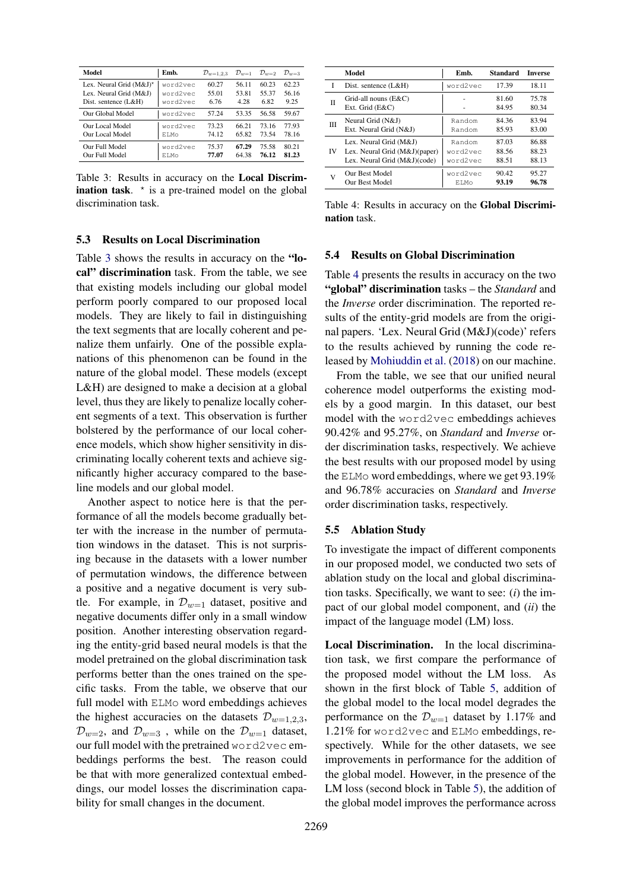| Model | Emb. | $\mathcal{D}_{w=1,2,3}$ | $\mathcal{D}_{w=1}$ | $\mathcal{D}_{w=2}$ | $\mathcal{D}_{w=3}$ |
|---|---|---|---|---|---|
| Lex. Neural Grid (M&J)* | word2vec | 60.27 | 56.11 | 60.23 | 62.23 |
| Lex. Neural Grid (M&J) | word2vec | 55.01 | 53.81 | 55.37 | 56.16 |
| Dist. sentence (L&H) | word2vec | 6.76 | 4.28 | 6.82 | 9.25 |
| Our Global Model | word2vec | 57.24 | 53.35 | 56.58 | 59.67 |
| Our Local Model | word2vec | 73.23 | 66.21 | 73.16 | 77.93 |
| Our Local Model | ELMo | 74.12 | 65.82 | 73.54 | 78.16 |
| Our Full Model | word2vec | 75.37 | **67.29** | 75.58 | 80.21 |
| Our Full Model | ELMo | **77.07** | 64.38 | **76.12** | **81.23** |

Table 3: Results in accuracy on the **Local Discrimination task**. * is a pre-trained model on the global discrimination task.

| | Model | Emb. | Standard | Inverse |
|---|---|---|---|---|
| I | Dist. sentence (L&H) | word2vec | 17.39 | 18.11 |
| II | Grid-all nouns (E&C) | - | 81.60 | 75.78 |
| | Ext. Grid (E&C) | - | 84.95 | 80.34 |
| III | Neural Grid (N&J) | Random | 84.36 | 83.94 |
| | Ext. Neural Grid (N&J) | Random | 85.93 | 83.00 |
| IV | Lex. Neural Grid (M&J) | Random | 87.03 | 86.88 |
| | Lex. Neural Grid (M&J)(paper) | word2vec | 88.56 | 88.23 |
| | Lex. Neural Grid (M&J)(code) | word2vec | 88.51 | 88.13 |
| V | Our Best Model | word2vec | 90.42 | 95.27 |
| | Our Best Model | ELMo | **93.19** | **96.78** |

Table 4: Results in accuracy on the **Global Discrimination** task.

### 5.3 Results on Local Discrimination

Table 3 shows the results in accuracy on the **"local" discrimination** task. From the table, we see that existing models including our global model perform poorly compared to our proposed local models. They are likely to fail in distinguishing the text segments that are locally coherent and penalize them unfairly. One of the possible explanations of this phenomenon can be found in the nature of the global model. These models (except L&H) are designed to make a decision at a global level, thus they are likely to penalize locally coherent segments of a text. This observation is further bolstered by the performance of our local coherence models, which show higher sensitivity in discriminating locally coherent texts and achieve significantly higher accuracy compared to the baseline models and our global model.

Another aspect to notice here is that the performance of all the models become gradually better with the increase in the number of permutation windows in the dataset. This is not surprising because in the datasets with a lower number of permutation windows, the difference between a positive and a negative document is very subtle. For example, in $\mathcal{D}_{w=1}$ dataset, positive and negative documents differ only in a small window position. Another interesting observation regarding the entity-grid based neural models is that the model pretrained on the global discrimination task performs better than the ones trained on the specific tasks. From the table, we observe that our full model with ELMo word embeddings achieves the highest accuracies on the datasets $\mathcal{D}_{w=1,2,3}$, $\mathcal{D}_{w=2}$, and $\mathcal{D}_{w=3}$ , while on the $\mathcal{D}_{w=1}$ dataset, our full model with the pretrained word2vec embeddings performs the best. The reason could be that with more generalized contextual embeddings, our model losses the discrimination capability for small changes in the document.

### 5.4 Results on Global Discrimination

Table 4 presents the results in accuracy on the two **"global" discrimination** tasks – the *Standard* and the *Inverse* order discrimination. The reported results of the entity-grid models are from the original papers. 'Lex. Neural Grid (M&J)(code)' refers to the results achieved by running the code released by Mohiuddin et al. (2018) on our machine.

From the table, we see that our unified neural coherence model outperforms the existing models by a good margin. In this dataset, our best model with the word2vec embeddings achieves 90.42% and 95.27%, on *Standard* and *Inverse* order discrimination tasks, respectively. We achieve the best results with our proposed model by using the ELMo word embeddings, where we get 93.19% and 96.78% accuracies on *Standard* and *Inverse* order discrimination tasks, respectively.

### 5.5 Ablation Study

To investigate the impact of different components in our proposed model, we conducted two sets of ablation study on the local and global discrimination tasks. Specifically, we want to see: (*i*) the impact of our global model component, and (*ii*) the impact of the language model (LM) loss.

**Local Discrimination.** In the local discrimination task, we first compare the performance of the proposed model without the LM loss. As shown in the first block of Table 5, addition of the global model to the local model degrades the performance on the $\mathcal{D}_{w=1}$ dataset by 1.17% and 1.21% for word2vec and ELMo embeddings, respectively. While for the other datasets, we see improvements in performance for the addition of the global model. However, in the presence of the LM loss (second block in Table 5), the addition of the global model improves the performance across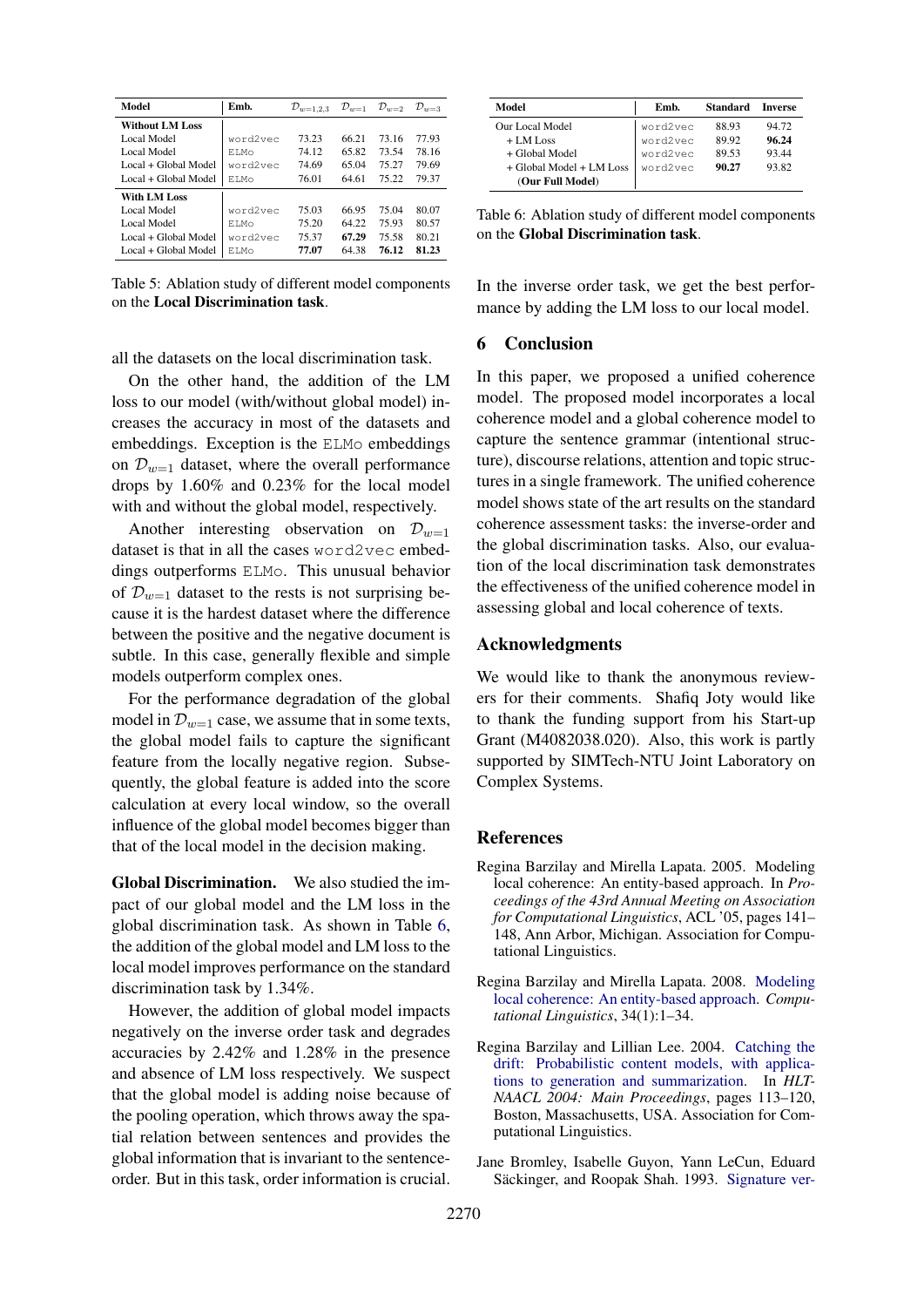| Model | Emb. | $\mathcal{D}_{w=1,2,3}$ | $\mathcal{D}_{w=1}$ | $\mathcal{D}_{w=2}$ | $\mathcal{D}_{w=3}$ |
|---|---|---|---|---|---|
| **Without LM Loss** | | | | | |
| Local Model | word2vec | 73.23 | 66.21 | 73.16 | 77.93 |
| Local Model | ELMo | 74.12 | 65.82 | 73.54 | 78.16 |
| Local + Global Model | word2vec | 74.69 | 65.04 | 75.27 | 79.69 |
| Local + Global Model | ELMo | 76.01 | 64.61 | 75.22 | 79.37 |
| **With LM Loss** | | | | | |
| Local Model | word2vec | 75.03 | 66.95 | 75.04 | 80.07 |
| Local Model | ELMo | 75.20 | 64.22 | 75.93 | 80.57 |
| Local + Global Model | word2vec | 75.37 | **67.29** | 75.58 | 80.21 |
| Local + Global Model | ELMo | **77.07** | 64.38 | **76.12** | **81.23** |

Table 5: Ablation study of different model components on the **Local Discrimination task**.

all the datasets on the local discrimination task.

On the other hand, the addition of the LM loss to our model (with/without global model) increases the accuracy in most of the datasets and embeddings. Exception is the ELMo embeddings on $\mathcal{D}_{w=1}$ dataset, where the overall performance drops by 1.60% and 0.23% for the local model with and without the global model, respectively.

Another interesting observation on $\mathcal{D}_{w=1}$ dataset is that in all the cases word2vec embeddings outperforms ELMo. This unusual behavior of $\mathcal{D}_{w=1}$ dataset to the rests is not surprising because it is the hardest dataset where the difference between the positive and the negative document is subtle. In this case, generally flexible and simple models outperform complex ones.

For the performance degradation of the global model in $\mathcal{D}_{w=1}$ case, we assume that in some texts, the global model fails to capture the significant feature from the locally negative region. Subsequently, the global feature is added into the score calculation at every local window, so the overall influence of the global model becomes bigger than that of the local model in the decision making.

**Global Discrimination.** We also studied the impact of our global model and the LM loss in the global discrimination task. As shown in Table 6, the addition of the global model and LM loss to the local model improves performance on the standard discrimination task by 1.34%.

However, the addition of global model impacts negatively on the inverse order task and degrades accuracies by 2.42% and 1.28% in the presence and absence of LM loss respectively. We suspect that the global model is adding noise because of the pooling operation, which throws away the spatial relation between sentences and provides the global information that is invariant to the sentence-order. But in this task, order information is crucial.

| Model | Emb. | Standard | Inverse |
|---|---|---|---|
| Our Local Model | word2vec | 88.93 | 94.72 |
| + LM Loss | word2vec | 89.92 | **96.24** |
| + Global Model | word2vec | 89.53 | 93.44 |
| + Global Model + LM Loss (**Our Full Model**) | word2vec | **90.27** | 93.82 |

Table 6: Ablation study of different model components on the **Global Discrimination task**.

In the inverse order task, we get the best performance by adding the LM loss to our local model.

## 6 Conclusion

In this paper, we proposed a unified coherence model. The proposed model incorporates a local coherence model and a global coherence model to capture the sentence grammar (intentional structure), discourse relations, attention and topic structures in a single framework. The unified coherence model shows state of the art results on the standard coherence assessment tasks: the inverse-order and the global discrimination tasks. Also, our evaluation of the local discrimination task demonstrates the effectiveness of the unified coherence model in assessing global and local coherence of texts.

## Acknowledgments

We would like to thank the anonymous reviewers for their comments. Shafiq Joty would like to thank the funding support from his Start-up Grant (M4082038.020). Also, this work is partly supported by SIMTech-NTU Joint Laboratory on Complex Systems.

## References

Regina Barzilay and Mirella Lapata. 2005. Modeling local coherence: An entity-based approach. In *Proceedings of the 43rd Annual Meeting on Association for Computational Linguistics*, ACL '05, pages 141–148, Ann Arbor, Michigan. Association for Computational Linguistics.

Regina Barzilay and Mirella Lapata. 2008. Modeling local coherence: An entity-based approach. *Computational Linguistics*, 34(1):1–34.

Regina Barzilay and Lillian Lee. 2004. Catching the drift: Probabilistic content models, with applications to generation and summarization. In *HLT-NAACL 2004: Main Proceedings*, pages 113–120, Boston, Massachusetts, USA. Association for Computational Linguistics.

Jane Bromley, Isabelle Guyon, Yann LeCun, Eduard Säckinger, and Roopak Shah. 1993. Signature ver-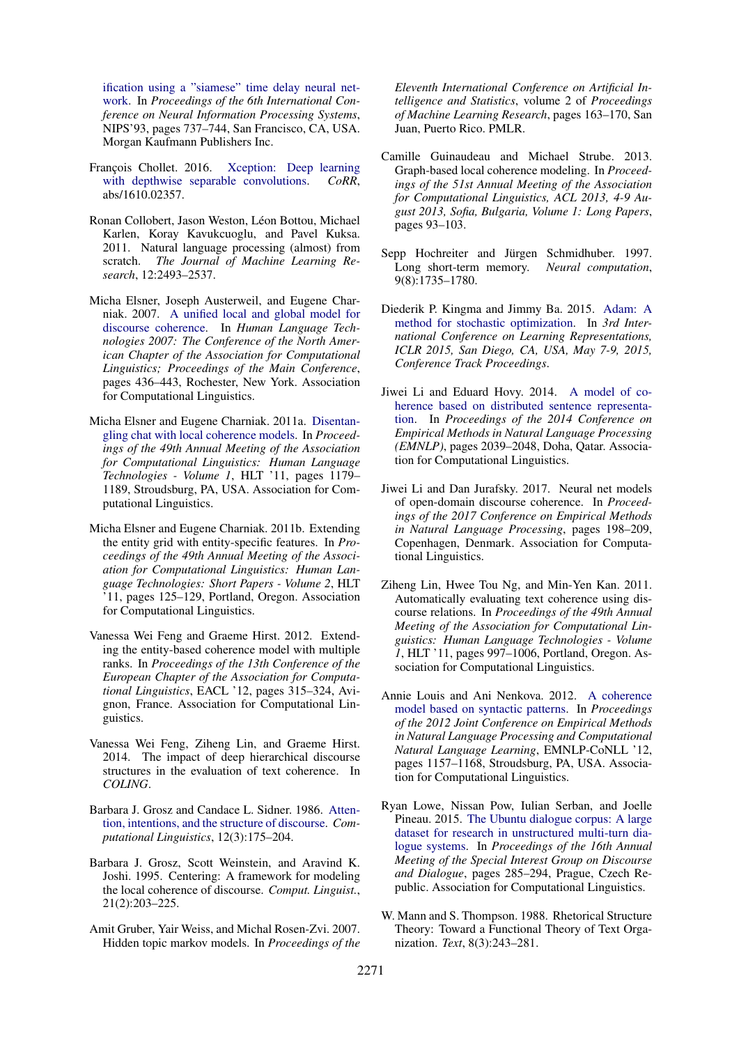ification using a "siamese" time delay neural network. In *Proceedings of the 6th International Conference on Neural Information Processing Systems*, NIPS'93, pages 737–744, San Francisco, CA, USA. Morgan Kaufmann Publishers Inc.

François Chollet. 2016. Xception: Deep learning with depthwise separable convolutions. *CoRR*, abs/1610.02357.

Ronan Collobert, Jason Weston, Léon Bottou, Michael Karlen, Koray Kavukcuoglu, and Pavel Kuksa. 2011. Natural language processing (almost) from scratch. *The Journal of Machine Learning Research*, 12:2493–2537.

Micha Elsner, Joseph Austerweil, and Eugene Charniak. 2007. A unified local and global model for discourse coherence. In *Human Language Technologies 2007: The Conference of the North American Chapter of the Association for Computational Linguistics; Proceedings of the Main Conference*, pages 436–443, Rochester, New York. Association for Computational Linguistics.

Micha Elsner and Eugene Charniak. 2011a. Disentangling chat with local coherence models. In *Proceedings of the 49th Annual Meeting of the Association for Computational Linguistics: Human Language Technologies - Volume 1*, HLT '11, pages 1179–1189, Stroudsburg, PA, USA. Association for Computational Linguistics.

Micha Elsner and Eugene Charniak. 2011b. Extending the entity grid with entity-specific features. In *Proceedings of the 49th Annual Meeting of the Association for Computational Linguistics: Human Language Technologies: Short Papers - Volume 2*, HLT '11, pages 125–129, Portland, Oregon. Association for Computational Linguistics.

Vanessa Wei Feng and Graeme Hirst. 2012. Extending the entity-based coherence model with multiple ranks. In *Proceedings of the 13th Conference of the European Chapter of the Association for Computational Linguistics*, EACL '12, pages 315–324, Avignon, France. Association for Computational Linguistics.

Vanessa Wei Feng, Ziheng Lin, and Graeme Hirst. 2014. The impact of deep hierarchical discourse structures in the evaluation of text coherence. In *COLING*.

Barbara J. Grosz and Candace L. Sidner. 1986. Attention, intentions, and the structure of discourse. *Computational Linguistics*, 12(3):175–204.

Barbara J. Grosz, Scott Weinstein, and Aravind K. Joshi. 1995. Centering: A framework for modeling the local coherence of discourse. *Comput. Linguist.*, 21(2):203–225.

Amit Gruber, Yair Weiss, and Michal Rosen-Zvi. 2007. Hidden topic markov models. In *Proceedings of the Eleventh International Conference on Artificial Intelligence and Statistics*, volume 2 of *Proceedings of Machine Learning Research*, pages 163–170, San Juan, Puerto Rico. PMLR.

Camille Guinaudeau and Michael Strube. 2013. Graph-based local coherence modeling. In *Proceedings of the 51st Annual Meeting of the Association for Computational Linguistics, ACL 2013, 4-9 August 2013, Sofia, Bulgaria, Volume 1: Long Papers*, pages 93–103.

Sepp Hochreiter and Jürgen Schmidhuber. 1997. Long short-term memory. *Neural computation*, 9(8):1735–1780.

Diederik P. Kingma and Jimmy Ba. 2015. Adam: A method for stochastic optimization. In *3rd International Conference on Learning Representations, ICLR 2015, San Diego, CA, USA, May 7-9, 2015, Conference Track Proceedings*.

Jiwei Li and Eduard Hovy. 2014. A model of coherence based on distributed sentence representation. In *Proceedings of the 2014 Conference on Empirical Methods in Natural Language Processing (EMNLP)*, pages 2039–2048, Doha, Qatar. Association for Computational Linguistics.

Jiwei Li and Dan Jurafsky. 2017. Neural net models of open-domain discourse coherence. In *Proceedings of the 2017 Conference on Empirical Methods in Natural Language Processing*, pages 198–209, Copenhagen, Denmark. Association for Computational Linguistics.

Ziheng Lin, Hwee Tou Ng, and Min-Yen Kan. 2011. Automatically evaluating text coherence using discourse relations. In *Proceedings of the 49th Annual Meeting of the Association for Computational Linguistics: Human Language Technologies - Volume 1*, HLT '11, pages 997–1006, Portland, Oregon. Association for Computational Linguistics.

Annie Louis and Ani Nenkova. 2012. A coherence model based on syntactic patterns. In *Proceedings of the 2012 Joint Conference on Empirical Methods in Natural Language Processing and Computational Natural Language Learning*, EMNLP-CoNLL '12, pages 1157–1168, Stroudsburg, PA, USA. Association for Computational Linguistics.

Ryan Lowe, Nissan Pow, Iulian Serban, and Joelle Pineau. 2015. The Ubuntu dialogue corpus: A large dataset for research in unstructured multi-turn dialogue systems. In *Proceedings of the 16th Annual Meeting of the Special Interest Group on Discourse and Dialogue*, pages 285–294, Prague, Czech Republic. Association for Computational Linguistics.

W. Mann and S. Thompson. 1988. Rhetorical Structure Theory: Toward a Functional Theory of Text Organization. *Text*, 8(3):243–281.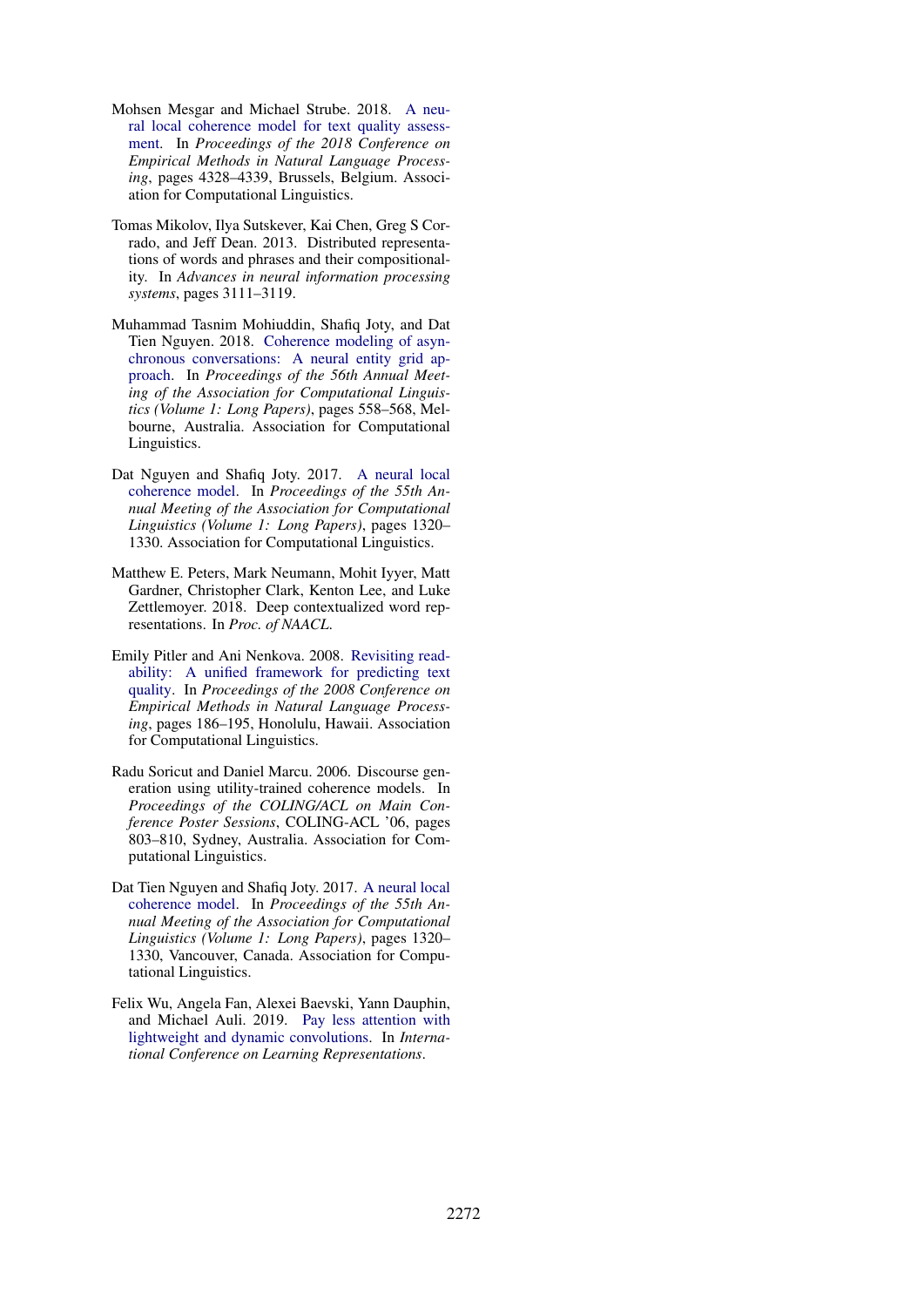Mohsen Mesgar and Michael Strube. 2018. A neural local coherence model for text quality assessment. In *Proceedings of the 2018 Conference on Empirical Methods in Natural Language Processing*, pages 4328–4339, Brussels, Belgium. Association for Computational Linguistics.

Tomas Mikolov, Ilya Sutskever, Kai Chen, Greg S Corrado, and Jeff Dean. 2013. Distributed representations of words and phrases and their compositionality. In *Advances in neural information processing systems*, pages 3111–3119.

Muhammad Tasnim Mohiuddin, Shafiq Joty, and Dat Tien Nguyen. 2018. Coherence modeling of asynchronous conversations: A neural entity grid approach. In *Proceedings of the 56th Annual Meeting of the Association for Computational Linguistics (Volume 1: Long Papers)*, pages 558–568, Melbourne, Australia. Association for Computational Linguistics.

Dat Nguyen and Shafiq Joty. 2017. A neural local coherence model. In *Proceedings of the 55th Annual Meeting of the Association for Computational Linguistics (Volume 1: Long Papers)*, pages 1320–1330. Association for Computational Linguistics.

Matthew E. Peters, Mark Neumann, Mohit Iyyer, Matt Gardner, Christopher Clark, Kenton Lee, and Luke Zettlemoyer. 2018. Deep contextualized word representations. In *Proc. of NAACL*.

Emily Pitler and Ani Nenkova. 2008. Revisiting readability: A unified framework for predicting text quality. In *Proceedings of the 2008 Conference on Empirical Methods in Natural Language Processing*, pages 186–195, Honolulu, Hawaii. Association for Computational Linguistics.

Radu Soricut and Daniel Marcu. 2006. Discourse generation using utility-trained coherence models. In *Proceedings of the COLING/ACL on Main Conference Poster Sessions*, COLING-ACL '06, pages 803–810, Sydney, Australia. Association for Computational Linguistics.

Dat Tien Nguyen and Shafiq Joty. 2017. A neural local coherence model. In *Proceedings of the 55th Annual Meeting of the Association for Computational Linguistics (Volume 1: Long Papers)*, pages 1320–1330, Vancouver, Canada. Association for Computational Linguistics.

Felix Wu, Angela Fan, Alexei Baevski, Yann Dauphin, and Michael Auli. 2019. Pay less attention with lightweight and dynamic convolutions. In *International Conference on Learning Representations*.